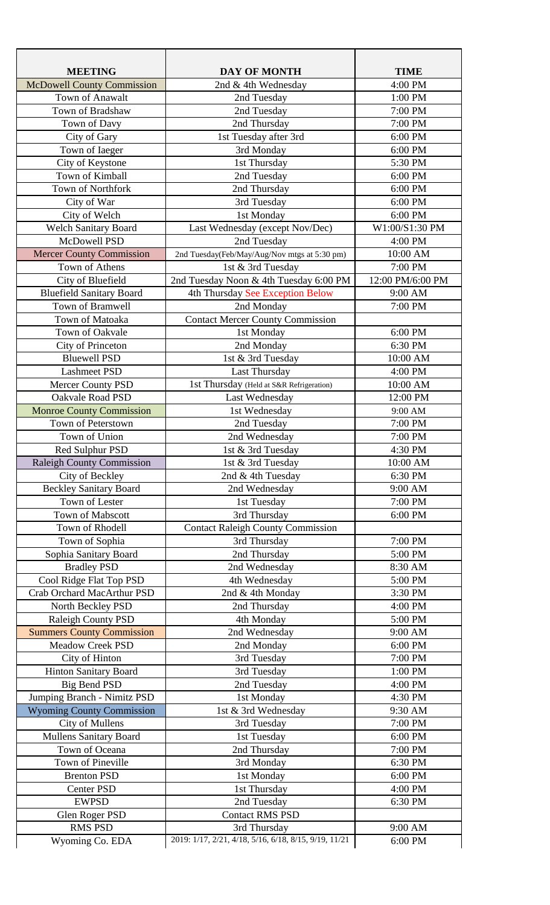| MEETING | DAY OF MONTH | TIME |
|---|---|---|
| McDowell County Commission | 2nd & 4th Wednesday | 4:00 PM |
| Town of Anawalt | 2nd Tuesday | 1:00 PM |
| Town of Bradshaw | 2nd Tuesday | 7:00 PM |
| Town of Davy | 2nd Thursday | 7:00 PM |
| City of Gary | 1st Tuesday after 3rd | 6:00 PM |
| Town of Iaeger | 3rd Monday | 6:00 PM |
| City of Keystone | 1st Thursday | 5:30 PM |
| Town of Kimball | 2nd Tuesday | 6:00 PM |
| Town of Northfork | 2nd Thursday | 6:00 PM |
| City of War | 3rd Tuesday | 6:00 PM |
| City of Welch | 1st Monday | 6:00 PM |
| Welch Sanitary Board | Last Wednesday (except Nov/Dec) | W1:00/S1:30 PM |
| McDowell PSD | 2nd Tuesday | 4:00 PM |
| Mercer County Commission | 2nd Tuesday(Feb/May/Aug/Nov mtgs at 5:30 pm) | 10:00 AM |
| Town of Athens | 1st & 3rd Tuesday | 7:00 PM |
| City of Bluefield | 2nd Tuesday Noon & 4th Tuesday 6:00 PM | 12:00 PM/6:00 PM |
| Bluefield Sanitary Board | 4th Thursday See Exception Below | 9:00 AM |
| Town of Bramwell | 2nd Monday | 7:00 PM |
| Town of Matoaka | Contact Mercer County Commission | |
| Town of Oakvale | 1st Monday | 6:00 PM |
| City of Princeton | 2nd Monday | 6:30 PM |
| Bluewell PSD | 1st & 3rd Tuesday | 10:00 AM |
| Lashmeet PSD | Last Thursday | 4:00 PM |
| Mercer County PSD | 1st Thursday (Held at S&R Refrigeration) | 10:00 AM |
| Oakvale Road PSD | Last Wednesday | 12:00 PM |
| Monroe County Commission | 1st Wednesday | 9:00 AM |
| Town of Peterstown | 2nd Tuesday | 7:00 PM |
| Town of Union | 2nd Wednesday | 7:00 PM |
| Red Sulphur PSD | 1st & 3rd Tuesday | 4:30 PM |
| Raleigh County Commission | 1st & 3rd Tuesday | 10:00 AM |
| City of Beckley | 2nd & 4th Tuesday | 6:30 PM |
| Beckley Sanitary Board | 2nd Wednesday | 9:00 AM |
| Town of Lester | 1st Tuesday | 7:00 PM |
| Town of Mabscott | 3rd Thursday | 6:00 PM |
| Town of Rhodell | Contact Raleigh County Commission | |
| Town of Sophia | 3rd Thursday | 7:00 PM |
| Sophia Sanitary Board | 2nd Thursday | 5:00 PM |
| Bradley PSD | 2nd Wednesday | 8:30 AM |
| Cool Ridge Flat Top PSD | 4th Wednesday | 5:00 PM |
| Crab Orchard MacArthur PSD | 2nd & 4th Monday | 3:30 PM |
| North Beckley PSD | 2nd Thursday | 4:00 PM |
| Raleigh County PSD | 4th Monday | 5:00 PM |
| Summers County Commission | 2nd Wednesday | 9:00 AM |
| Meadow Creek PSD | 2nd Monday | 6:00 PM |
| City of Hinton | 3rd Tuesday | 7:00 PM |
| Hinton Sanitary Board | 3rd Tuesday | 1:00 PM |
| Big Bend PSD | 2nd Tuesday | 4:00 PM |
| Jumping Branch - Nimitz PSD | 1st Monday | 4:30 PM |
| Wyoming County Commission | 1st & 3rd Wednesday | 9:30 AM |
| City of Mullens | 3rd Tuesday | 7:00 PM |
| Mullens Sanitary Board | 1st Tuesday | 6:00 PM |
| Town of Oceana | 2nd Thursday | 7:00 PM |
| Town of Pineville | 3rd Monday | 6:30 PM |
| Brenton PSD | 1st Monday | 6:00 PM |
| Center PSD | 1st Thursday | 4:00 PM |
| EWPSD | 2nd Tuesday | 6:30 PM |
| Glen Roger PSD | Contact RMS PSD | |
| RMS PSD | 3rd Thursday | 9:00 AM |
| Wyoming Co. EDA | 2019: 1/17, 2/21, 4/18, 5/16, 6/18, 8/15, 9/19, 11/21 | 6:00 PM |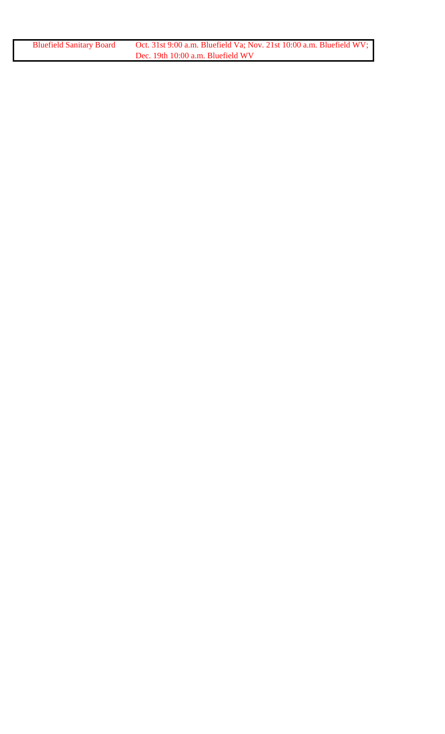| | |
|---|---|
| Bluefield Sanitary Board | Oct. 31st 9:00 a.m. Bluefield Va; Nov. 21st 10:00 a.m. Bluefield WV; Dec. 19th 10:00 a.m. Bluefield WV |